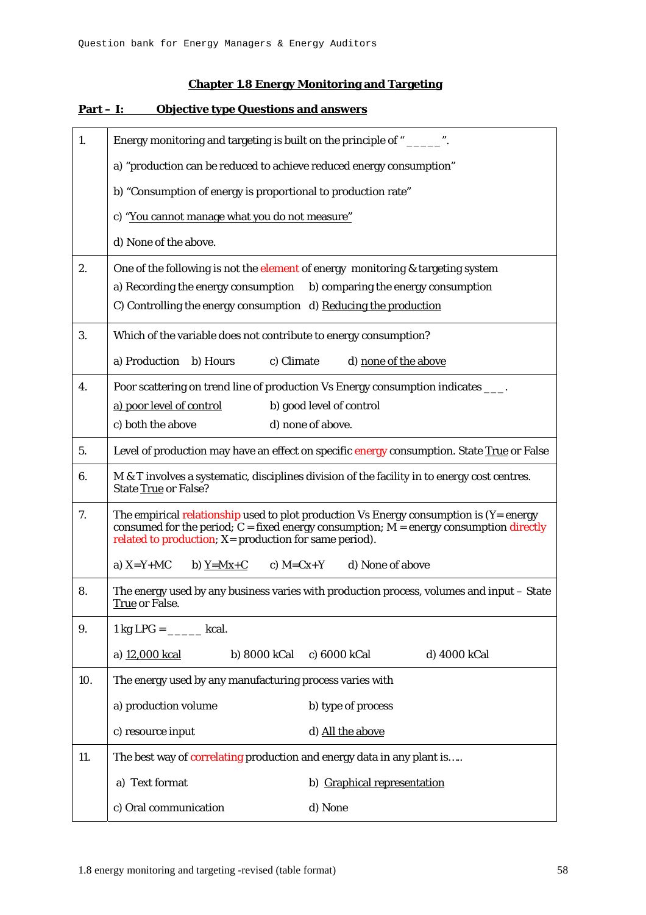## Chapter 1.8 Energy Monitoring and Targeting

### Part – I: Objective type Questions and answers

| | |
|---|---|
| 1. | Energy monitoring and targeting is built on the principle of " _____ ".<br><br>a) "production can be reduced to achieve reduced energy consumption"<br><br>b) "Consumption of energy is proportional to production rate"<br><br>c) "<u>You cannot manage what you do not measure</u>"<br><br>d) None of the above. |
| 2. | One of the following is not the element of energy monitoring & targeting system<br>a) Recording the energy consumption b) comparing the energy consumption<br>C) Controlling the energy consumption d) <u>Reducing the production</u> |
| 3. | Which of the variable does not contribute to energy consumption?<br><br>a) Production b) Hours c) Climate d) <u>none of the above</u> |
| 4. | Poor scattering on trend line of production Vs Energy consumption indicates ___.<br><u>a) poor level of control</u> b) good level of control<br>c) both the above d) none of above. |
| 5. | Level of production may have an effect on specific energy consumption. State <u>True</u> or False |
| 6. | M & T involves a systematic, disciplines division of the facility in to energy cost centres. State <u>True</u> or False? |
| 7. | The empirical relationship used to plot production Vs Energy consumption is (Y= energy consumed for the period; C = fixed energy consumption; M = energy consumption directly related to production; X= production for same period).<br><br>a) X=Y+MC b) <u>Y=Mx+C</u> c) M=Cx+Y d) None of above |
| 8. | The energy used by any business varies with production process, volumes and input – State <u>True</u> or False. |
| 9. | 1 kg LPG = _____ kcal.<br><br>a) <u>12,000 kcal</u> b) 8000 kCal c) 6000 kCal d) 4000 kCal |
| 10. | The energy used by any manufacturing process varies with<br><br>a) production volume b) type of process<br><br>c) resource input d) <u>All the above</u> |
| 11. | The best way of correlating production and energy data in any plant is…..<br><br>a) Text format b) <u>Graphical representation</u><br><br>c) Oral communication d) None |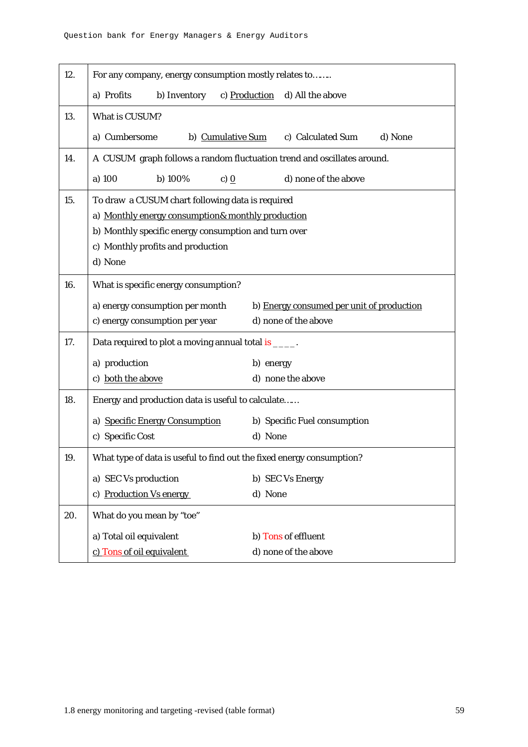| | |
|---|---|
| 12. | For any company, energy consumption mostly relates to……. <br> a) Profits b) Inventory c) Production d) All the above |
| 13. | What is CUSUM? <br> a) Cumbersome b) Cumulative Sum c) Calculated Sum d) None |
| 14. | A CUSUM graph follows a random fluctuation trend and oscillates around. <br> a) 100 b) 100% c) 0 d) none of the above |
| 15. | To draw a CUSUM chart following data is required <br> a) Monthly energy consumption& monthly production <br> b) Monthly specific energy consumption and turn over <br> c) Monthly profits and production <br> d) None |
| 16. | What is specific energy consumption? <br> a) energy consumption per month b) Energy consumed per unit of production <br> c) energy consumption per year d) none of the above |
| 17. | Data required to plot a moving annual total is ____. <br> a) production b) energy <br> c) both the above d) none the above |
| 18. | Energy and production data is useful to calculate…… <br> a) Specific Energy Consumption b) Specific Fuel consumption <br> c) Specific Cost d) None |
| 19. | What type of data is useful to find out the fixed energy consumption? <br> a) SEC Vs production b) SEC Vs Energy <br> c) Production Vs energy d) None |
| 20. | What do you mean by "toe" <br> a) Total oil equivalent b) Tons of effluent <br> c) Tons of oil equivalent d) none of the above |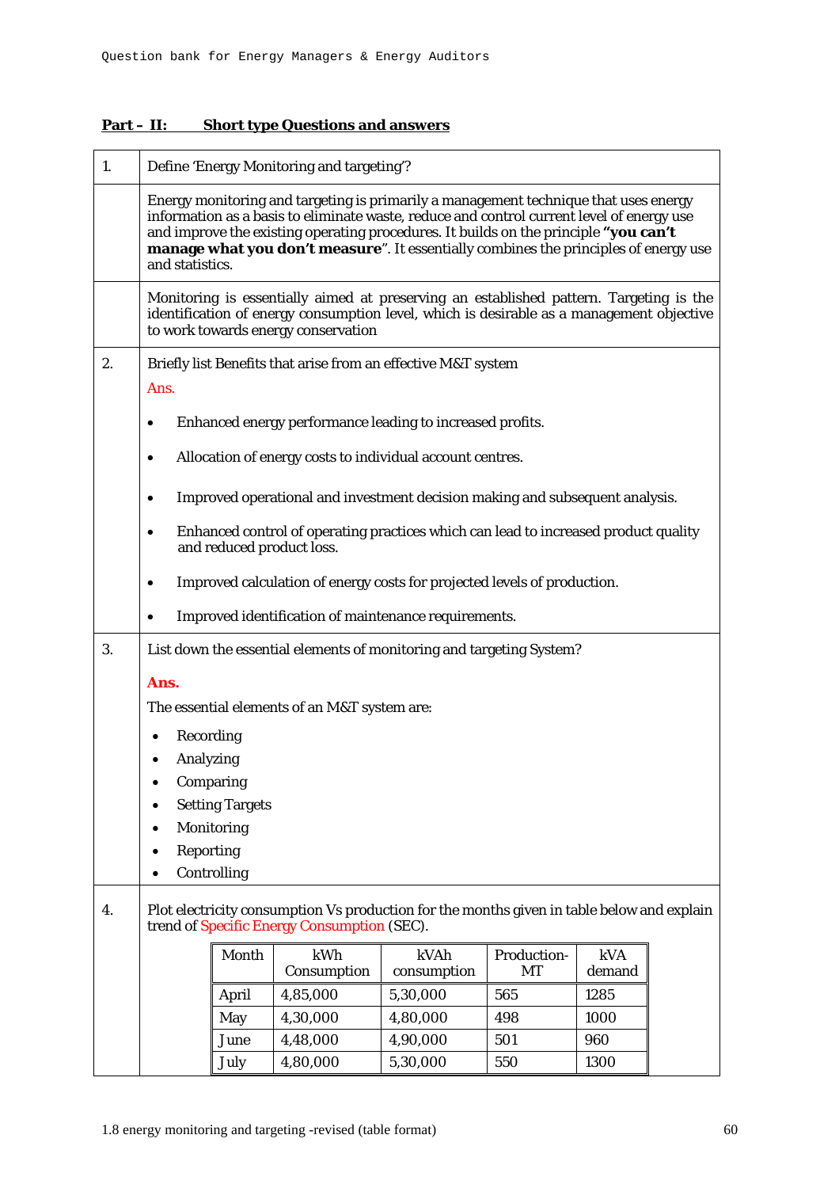## Part – II: Short type Questions and answers

1. Define 'Energy Monitoring and targeting'?

Energy monitoring and targeting is primarily a management technique that uses energy information as a basis to eliminate waste, reduce and control current level of energy use and improve the existing operating procedures. It builds on the principle **"you can't manage what you don't measure**". It essentially combines the principles of energy use and statistics.

Monitoring is essentially aimed at preserving an established pattern. Targeting is the identification of energy consumption level, which is desirable as a management objective to work towards energy conservation

2. Briefly list Benefits that arise from an effective M&T system

Ans.

- Enhanced energy performance leading to increased profits.
- Allocation of energy costs to individual account centres.
- Improved operational and investment decision making and subsequent analysis.
- Enhanced control of operating practices which can lead to increased product quality and reduced product loss.
- Improved calculation of energy costs for projected levels of production.
- Improved identification of maintenance requirements.

3. List down the essential elements of monitoring and targeting System?

**Ans.**

The essential elements of an M&T system are:

- Recording
- Analyzing
- Comparing
- Setting Targets
- Monitoring
- Reporting
- Controlling

4. Plot electricity consumption Vs production for the months given in table below and explain trend of Specific Energy Consumption (SEC).

| Month | kWh Consumption | kVAh consumption | Production-MT | kVA demand |
|---|---|---|---|---|
| April | 4,85,000 | 5,30,000 | 565 | 1285 |
| May | 4,30,000 | 4,80,000 | 498 | 1000 |
| June | 4,48,000 | 4,90,000 | 501 | 960 |
| July | 4,80,000 | 5,30,000 | 550 | 1300 |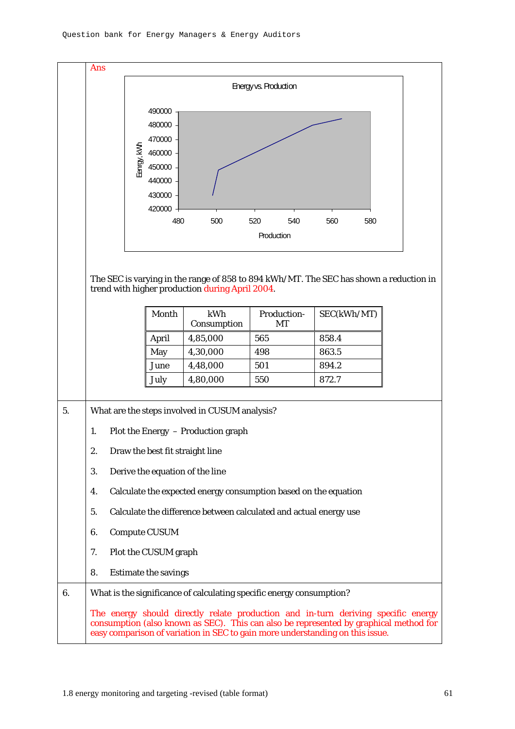Ans

The SEC is varying in the range of 858 to 894 kWh/MT. The SEC has shown a reduction in trend with higher production during April 2004.

| Month | kWh Consumption | Production-MT | SEC(kWh/MT) |
|---|---|---|---|
| April | 4,85,000 | 565 | 858.4 |
| May | 4,30,000 | 498 | 863.5 |
| June | 4,48,000 | 501 | 894.2 |
| July | 4,80,000 | 550 | 872.7 |

5. What are the steps involved in CUSUM analysis?

1. Plot the Energy – Production graph
2. Draw the best fit straight line
3. Derive the equation of the line
4. Calculate the expected energy consumption based on the equation
5. Calculate the difference between calculated and actual energy use
6. Compute CUSUM
7. Plot the CUSUM graph
8. Estimate the savings

6. What is the significance of calculating specific energy consumption?

The energy should directly relate production and in-turn deriving specific energy consumption (also known as SEC). This can also be represented by graphical method for easy comparison of variation in SEC to gain more understanding on this issue.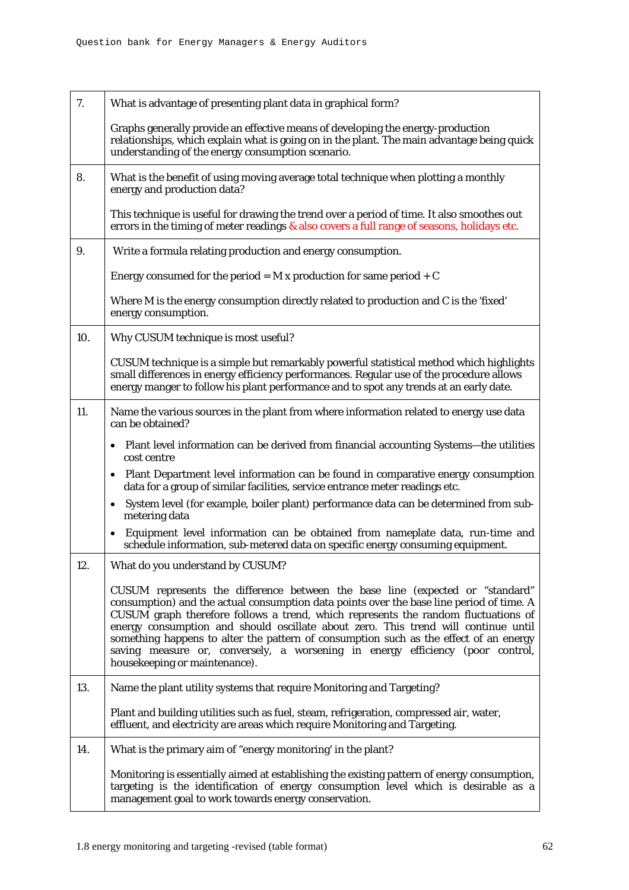| | |
|---|---|
| 7. | What is advantage of presenting plant data in graphical form?<br><br>Graphs generally provide an effective means of developing the energy-production relationships, which explain what is going on in the plant. The main advantage being quick understanding of the energy consumption scenario. |
| 8. | What is the benefit of using moving average total technique when plotting a monthly energy and production data?<br><br>This technique is useful for drawing the trend over a period of time. It also smoothes out errors in the timing of meter readings & also covers a full range of seasons, holidays etc. |
| 9. | Write a formula relating production and energy consumption.<br><br>Energy consumed for the period = M x production for same period + C<br><br>Where M is the energy consumption directly related to production and C is the 'fixed' energy consumption. |
| 10. | Why CUSUM technique is most useful?<br><br>CUSUM technique is a simple but remarkably powerful statistical method which highlights small differences in energy efficiency performances. Regular use of the procedure allows energy manger to follow his plant performance and to spot any trends at an early date. |
| 11. | Name the various sources in the plant from where information related to energy use data can be obtained?<br><br>• Plant level information can be derived from financial accounting Systems—the utilities cost centre<br>• Plant Department level information can be found in comparative energy consumption data for a group of similar facilities, service entrance meter readings etc.<br>• System level (for example, boiler plant) performance data can be determined from sub-metering data<br>• Equipment level information can be obtained from nameplate data, run-time and schedule information, sub-metered data on specific energy consuming equipment. |
| 12. | What do you understand by CUSUM?<br><br>CUSUM represents the difference between the base line (expected or "standard" consumption) and the actual consumption data points over the base line period of time. A CUSUM graph therefore follows a trend, which represents the random fluctuations of energy consumption and should oscillate about zero. This trend will continue until something happens to alter the pattern of consumption such as the effect of an energy saving measure or, conversely, a worsening in energy efficiency (poor control, housekeeping or maintenance). |
| 13. | Name the plant utility systems that require Monitoring and Targeting?<br><br>Plant and building utilities such as fuel, steam, refrigeration, compressed air, water, effluent, and electricity are areas which require Monitoring and Targeting. |
| 14. | What is the primary aim of "energy monitoring' in the plant?<br><br>Monitoring is essentially aimed at establishing the existing pattern of energy consumption, targeting is the identification of energy consumption level which is desirable as a management goal to work towards energy conservation. |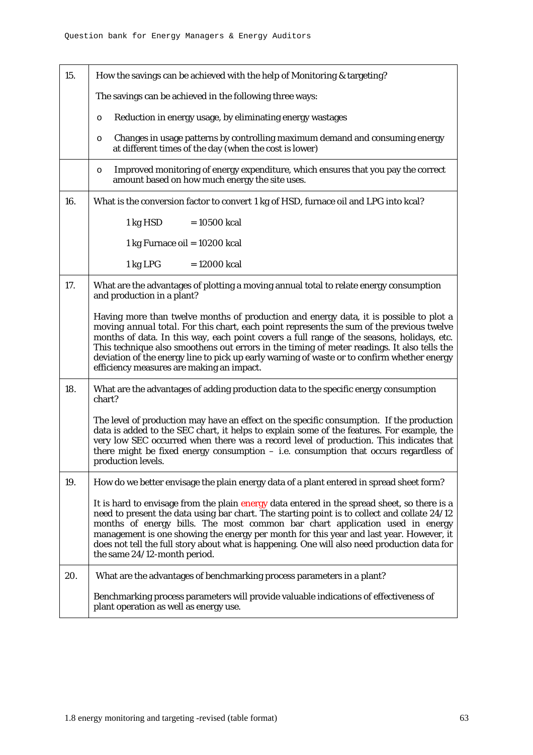| | |
|---|---|
| 15. | How the savings can be achieved with the help of Monitoring & targeting?<br><br>The savings can be achieved in the following three ways:<br><br>o Reduction in energy usage, by eliminating energy wastages<br><br>o Changes in usage patterns by controlling maximum demand and consuming energy at different times of the day (when the cost is lower)<br><br>o Improved monitoring of energy expenditure, which ensures that you pay the correct amount based on how much energy the site uses. |
| 16. | What is the conversion factor to convert 1 kg of HSD, furnace oil and LPG into kcal?<br><br>1 kg HSD = 10500 kcal<br><br>1 kg Furnace oil = 10200 kcal<br><br>1 kg LPG = 12000 kcal |
| 17. | What are the advantages of plotting a moving annual total to relate energy consumption and production in a plant?<br><br>Having more than twelve months of production and energy data, it is possible to plot a *moving annual total*. For this chart, each point represents the sum of the previous twelve months of data. In this way, each point covers a full range of the seasons, holidays, etc. This technique also smoothens out errors in the timing of meter readings. It also tells the deviation of the energy line to pick up early warning of waste or to confirm whether energy efficiency measures are making an impact. |
| 18. | What are the advantages of adding production data to the specific energy consumption chart?<br><br>The level of production may have an effect on the specific consumption. If the production data is added to the SEC chart, it helps to explain some of the features. For example, the very low SEC occurred when there was a record level of production. This indicates that there might be fixed energy consumption – i.e. consumption that occurs regardless of production levels. |
| 19. | How do we better envisage the plain energy data of a plant entered in spread sheet form?<br><br>It is hard to envisage from the plain energy data entered in the spread sheet, so there is a need to present the data using bar chart. The starting point is to collect and collate 24/12 months of energy bills. The most common bar chart application used in energy management is one showing the energy per month for this year and last year. However, it does not tell the full story about what is happening. One will also need production data for the same 24/12-month period. |
| 20. | What are the advantages of benchmarking process parameters in a plant?<br><br>Benchmarking process parameters will provide valuable indications of effectiveness of plant operation as well as energy use. |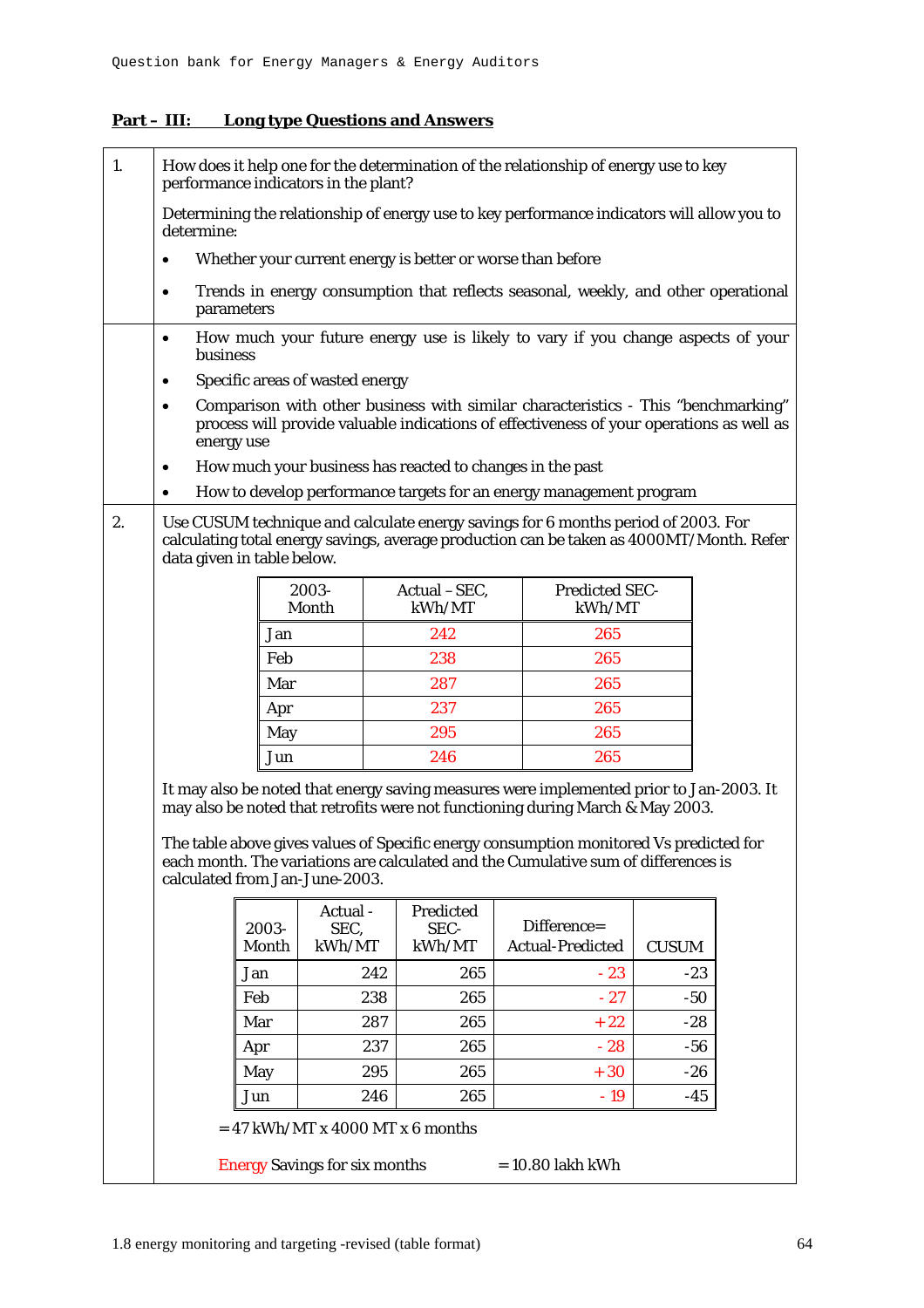## Part – III: Long type Questions and Answers

**1.** How does it help one for the determination of the relationship of energy use to key performance indicators in the plant?

Determining the relationship of energy use to key performance indicators will allow you to determine:

- Whether your current energy is better or worse than before
- Trends in energy consumption that reflects seasonal, weekly, and other operational parameters
- How much your future energy use is likely to vary if you change aspects of your business
- Specific areas of wasted energy
- Comparison with other business with similar characteristics - This "benchmarking" process will provide valuable indications of effectiveness of your operations as well as energy use
- How much your business has reacted to changes in the past
- How to develop performance targets for an energy management program

**2.** Use CUSUM technique and calculate energy savings for 6 months period of 2003. For calculating total energy savings, average production can be taken as 4000MT/Month. Refer data given in table below.

| 2003-Month | Actual – SEC, kWh/MT | Predicted SEC-kWh/MT |
|---|---|---|
| Jan | 242 | 265 |
| Feb | 238 | 265 |
| Mar | 287 | 265 |
| Apr | 237 | 265 |
| May | 295 | 265 |
| Jun | 246 | 265 |

It may also be noted that energy saving measures were implemented prior to Jan-2003. It may also be noted that retrofits were not functioning during March & May 2003.

The table above gives values of Specific energy consumption monitored Vs predicted for each month. The variations are calculated and the Cumulative sum of differences is calculated from Jan-June-2003.

| 2003-Month | Actual - SEC, kWh/MT | Predicted SEC-kWh/MT | Difference= Actual-Predicted | CUSUM |
|---|---|---|---|---|
| Jan | 242 | 265 | - 23 | -23 |
| Feb | 238 | 265 | - 27 | -50 |
| Mar | 287 | 265 | +22 | -28 |
| Apr | 237 | 265 | - 28 | -56 |
| May | 295 | 265 | +30 | -26 |
| Jun | 246 | 265 | - 19 | -45 |

= 47 kWh/MT x 4000 MT x 6 months

Energy Savings for six months = 10.80 lakh kWh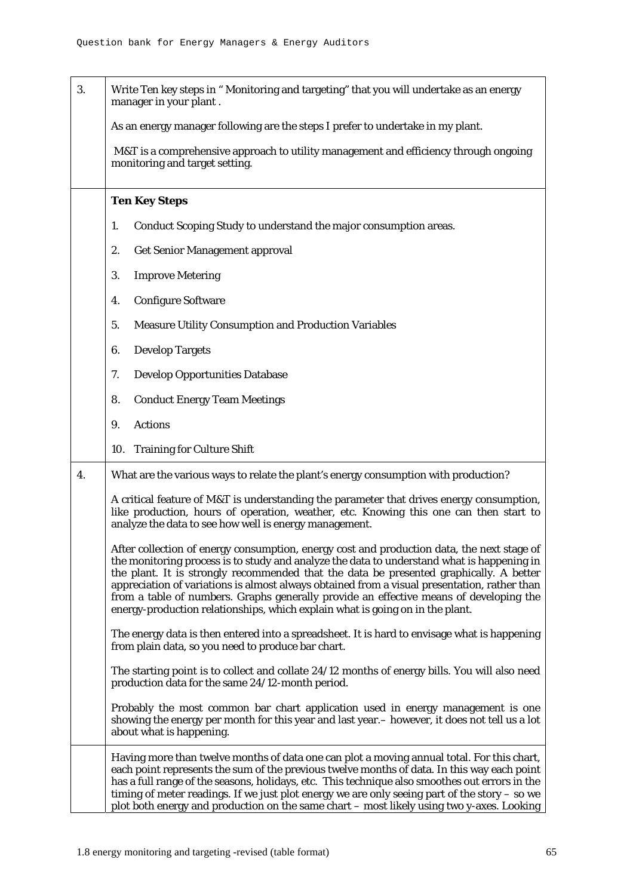| | |
|---|---|
| 3. | Write Ten key steps in " Monitoring and targeting" that you will undertake as an energy manager in your plant .<br><br>As an energy manager following are the steps I prefer to undertake in my plant.<br><br>M&T is a comprehensive approach to utility management and efficiency through ongoing monitoring and target setting. |
| | **Ten Key Steps**<br><br>1. Conduct Scoping Study to understand the major consumption areas.<br>2. Get Senior Management approval<br>3. Improve Metering<br>4. Configure Software<br>5. Measure Utility Consumption and Production Variables<br>6. Develop Targets<br>7. Develop Opportunities Database<br>8. Conduct Energy Team Meetings<br>9. Actions<br>10. Training for Culture Shift |
| 4. | What are the various ways to relate the plant's energy consumption with production?<br><br>A critical feature of M&T is understanding the parameter that drives energy consumption, like production, hours of operation, weather, etc. Knowing this one can then start to analyze the data to see how well is energy management.<br><br>After collection of energy consumption, energy cost and production data, the next stage of the monitoring process is to study and analyze the data to understand what is happening in the plant. It is strongly recommended that the data be presented graphically. A better appreciation of variations is almost always obtained from a visual presentation, rather than from a table of numbers. Graphs generally provide an effective means of developing the energy-production relationships, which explain what is going on in the plant.<br><br>The energy data is then entered into a spreadsheet. It is hard to envisage what is happening from plain data, so you need to produce bar chart.<br><br>The starting point is to collect and collate 24/12 months of energy bills. You will also need production data for the same 24/12-month period.<br><br>Probably the most common bar chart application used in energy management is one showing the energy per month for this year and last year.– however, it does not tell us a lot about what is happening. |
| | Having more than twelve months of data one can plot a moving annual total. For this chart, each point represents the sum of the previous twelve months of data. In this way each point has a full range of the seasons, holidays, etc. This technique also smoothes out errors in the timing of meter readings. If we just plot energy we are only seeing part of the story – so we plot both energy and production on the same chart – most likely using two y-axes. Looking |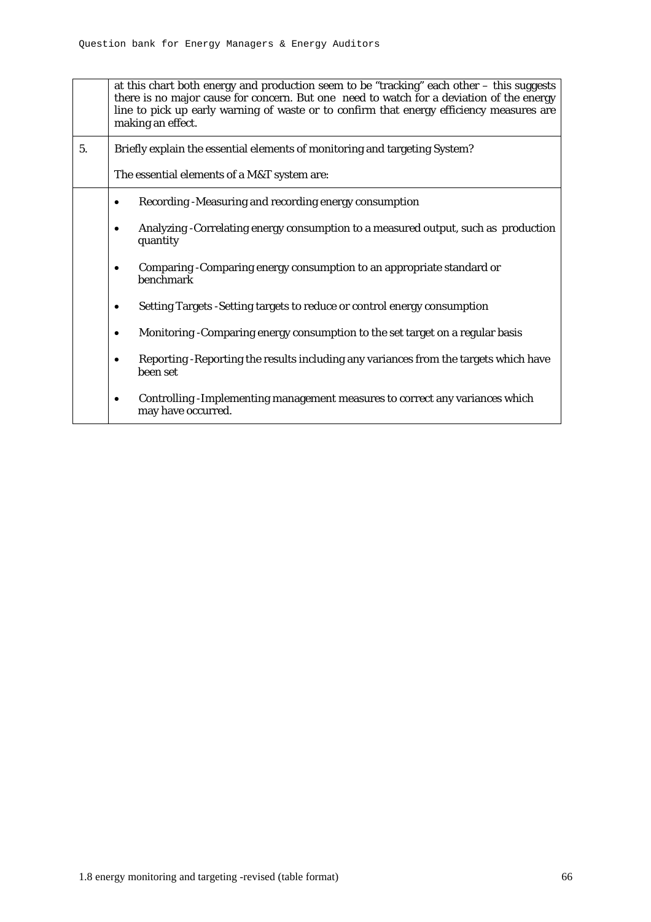| | |
|---|---|
| | at this chart both energy and production seem to be "tracking" each other – this suggests there is no major cause for concern. But one need to watch for a deviation of the energy line to pick up early warning of waste or to confirm that energy efficiency measures are making an effect. |
| 5. | Briefly explain the essential elements of monitoring and targeting System?<br><br>The essential elements of a M&T system are: |
| | • Recording - Measuring and recording energy consumption<br>• Analyzing - Correlating energy consumption to a measured output, such as production quantity<br>• Comparing - Comparing energy consumption to an appropriate standard or benchmark<br>• Setting Targets - Setting targets to reduce or control energy consumption<br>• Monitoring - Comparing energy consumption to the set target on a regular basis<br>• Reporting - Reporting the results including any variances from the targets which have been set<br>• Controlling - Implementing management measures to correct any variances which may have occurred. |